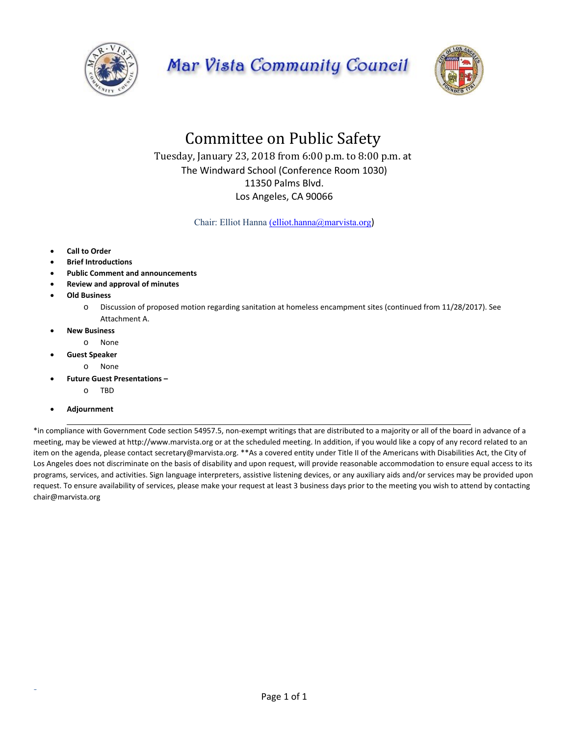# Mar Vista Community Council

## Committee on Public Safety

Tuesday, January 23, 2018 from 6:00 p.m. to 8:00 p.m. at
The Windward School (Conference Room 1030)
11350 Palms Blvd.
Los Angeles, CA 90066

Chair: Elliot Hanna (elliot.hanna@marvista.org)

- **Call to Order**
- **Brief Introductions**
- **Public Comment and announcements**
- **Review and approval of minutes**
- **Old Business**
  - Discussion of proposed motion regarding sanitation at homeless encampment sites (continued from 11/28/2017). See Attachment A.
- **New Business**
  - None
- **Guest Speaker**
  - None
- **Future Guest Presentations –**
  - TBD
- **Adjournment**

---

*in compliance with Government Code section 54957.5, non-exempt writings that are distributed to a majority or all of the board in advance of a meeting, may be viewed at http://www.marvista.org or at the scheduled meeting. In addition, if you would like a copy of any record related to an item on the agenda, please contact secretary@marvista.org. **As a covered entity under Title II of the Americans with Disabilities Act, the City of Los Angeles does not discriminate on the basis of disability and upon request, will provide reasonable accommodation to ensure equal access to its programs, services, and activities. Sign language interpreters, assistive listening devices, or any auxiliary aids and/or services may be provided upon request. To ensure availability of services, please make your request at least 3 business days prior to the meeting you wish to attend by contacting chair@marvista.org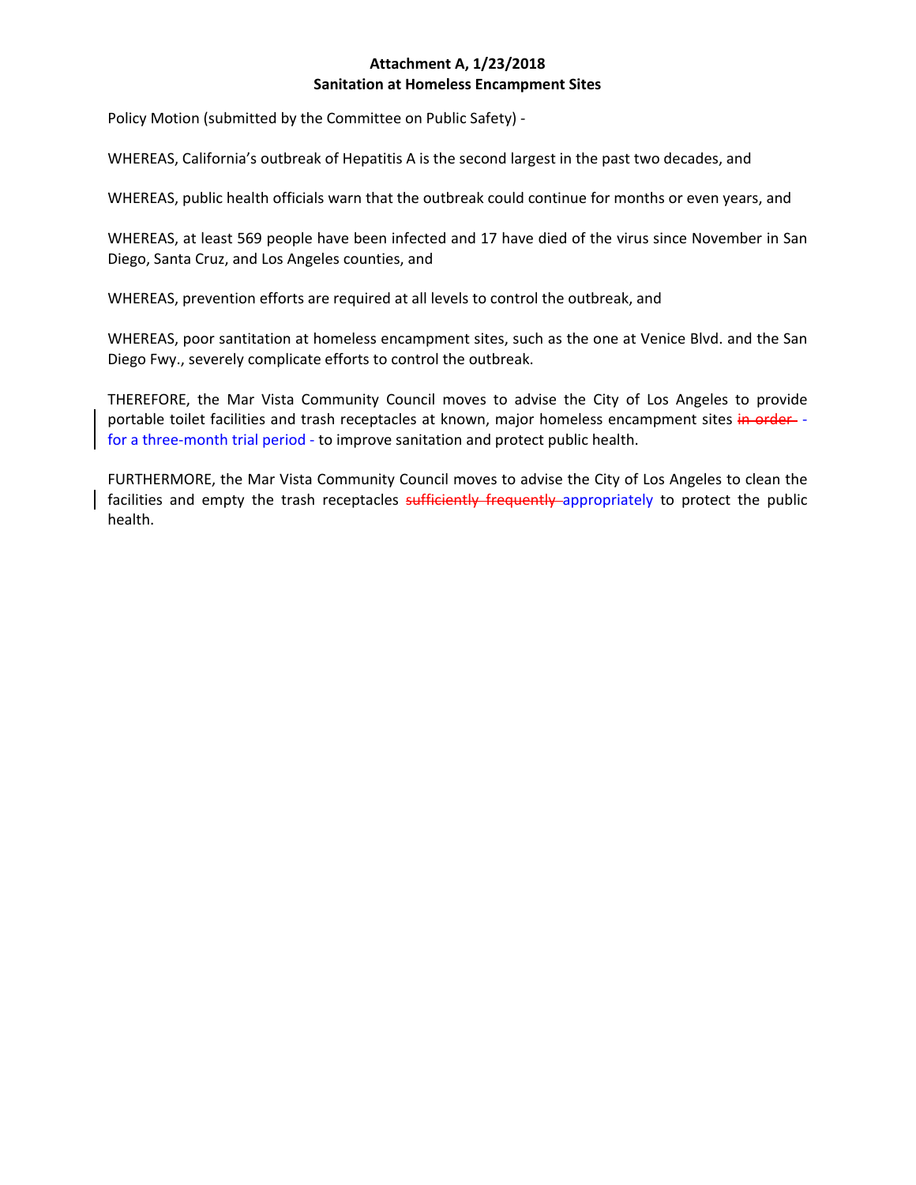**Attachment A, 1/23/2018**
**Sanitation at Homeless Encampment Sites**

Policy Motion (submitted by the Committee on Public Safety) -

WHEREAS, California's outbreak of Hepatitis A is the second largest in the past two decades, and

WHEREAS, public health officials warn that the outbreak could continue for months or even years, and

WHEREAS, at least 569 people have been infected and 17 have died of the virus since November in San Diego, Santa Cruz, and Los Angeles counties, and

WHEREAS, prevention efforts are required at all levels to control the outbreak, and

WHEREAS, poor santitation at homeless encampment sites, such as the one at Venice Blvd. and the San Diego Fwy., severely complicate efforts to control the outbreak.

THEREFORE, the Mar Vista Community Council moves to advise the City of Los Angeles to provide portable toilet facilities and trash receptacles at known, major homeless encampment sites ~~in order~~ - for a three-month trial period - to improve sanitation and protect public health.

FURTHERMORE, the Mar Vista Community Council moves to advise the City of Los Angeles to clean the facilities and empty the trash receptacles ~~sufficiently frequently~~ appropriately to protect the public health.